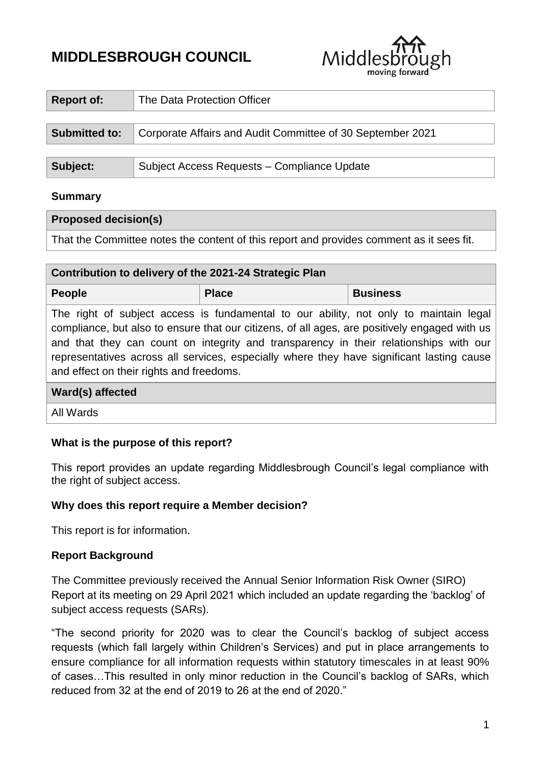# MIDDLESBROUGH COUNCIL

| **Report of:** | The Data Protection Officer |
|---|---|

| **Submitted to:** | Corporate Affairs and Audit Committee of 30 September 2021 |
|---|---|

| **Subject:** | Subject Access Requests – Compliance Update |
|---|---|

**Summary**

| **Proposed decision(s)** |
|---|
| That the Committee notes the content of this report and provides comment as it sees fit. |

| **Contribution to delivery of the 2021-24 Strategic Plan** | | |
|---|---|---|
| **People** | **Place** | **Business** |
| The right of subject access is fundamental to our ability, not only to maintain legal compliance, but also to ensure that our citizens, of all ages, are positively engaged with us and that they can count on integrity and transparency in their relationships with our representatives across all services, especially where they have significant lasting cause and effect on their rights and freedoms. | | |
| **Ward(s) affected** | | |
| All Wards | | |

**What is the purpose of this report?**

This report provides an update regarding Middlesbrough Council's legal compliance with the right of subject access.

**Why does this report require a Member decision?**

This report is for information.

**Report Background**

The Committee previously received the Annual Senior Information Risk Owner (SIRO) Report at its meeting on 29 April 2021 which included an update regarding the 'backlog' of subject access requests (SARs).

"The second priority for 2020 was to clear the Council's backlog of subject access requests (which fall largely within Children's Services) and put in place arrangements to ensure compliance for all information requests within statutory timescales in at least 90% of cases…This resulted in only minor reduction in the Council's backlog of SARs, which reduced from 32 at the end of 2019 to 26 at the end of 2020."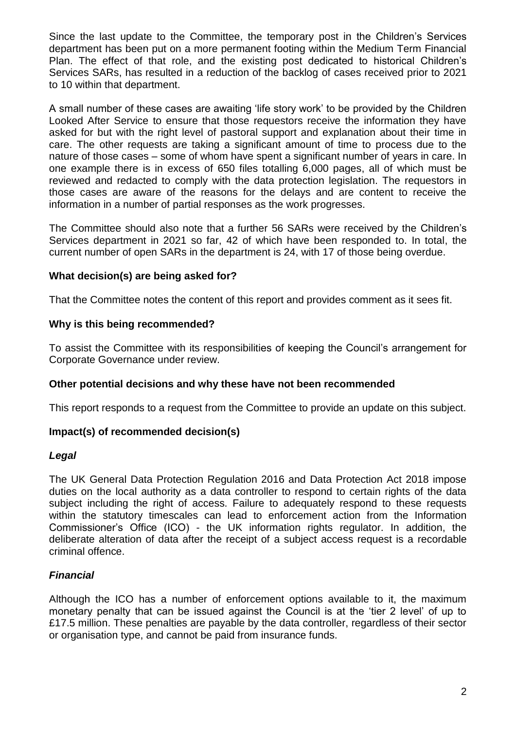Since the last update to the Committee, the temporary post in the Children's Services department has been put on a more permanent footing within the Medium Term Financial Plan. The effect of that role, and the existing post dedicated to historical Children's Services SARs, has resulted in a reduction of the backlog of cases received prior to 2021 to 10 within that department.

A small number of these cases are awaiting 'life story work' to be provided by the Children Looked After Service to ensure that those requestors receive the information they have asked for but with the right level of pastoral support and explanation about their time in care. The other requests are taking a significant amount of time to process due to the nature of those cases – some of whom have spent a significant number of years in care. In one example there is in excess of 650 files totalling 6,000 pages, all of which must be reviewed and redacted to comply with the data protection legislation. The requestors in those cases are aware of the reasons for the delays and are content to receive the information in a number of partial responses as the work progresses.

The Committee should also note that a further 56 SARs were received by the Children's Services department in 2021 so far, 42 of which have been responded to. In total, the current number of open SARs in the department is 24, with 17 of those being overdue.

**What decision(s) are being asked for?**

That the Committee notes the content of this report and provides comment as it sees fit.

**Why is this being recommended?**

To assist the Committee with its responsibilities of keeping the Council's arrangement for Corporate Governance under review.

**Other potential decisions and why these have not been recommended**

This report responds to a request from the Committee to provide an update on this subject.

**Impact(s) of recommended decision(s)**

***Legal***

The UK General Data Protection Regulation 2016 and Data Protection Act 2018 impose duties on the local authority as a data controller to respond to certain rights of the data subject including the right of access. Failure to adequately respond to these requests within the statutory timescales can lead to enforcement action from the Information Commissioner's Office (ICO) - the UK information rights regulator. In addition, the deliberate alteration of data after the receipt of a subject access request is a recordable criminal offence.

***Financial***

Although the ICO has a number of enforcement options available to it, the maximum monetary penalty that can be issued against the Council is at the 'tier 2 level' of up to £17.5 million. These penalties are payable by the data controller, regardless of their sector or organisation type, and cannot be paid from insurance funds.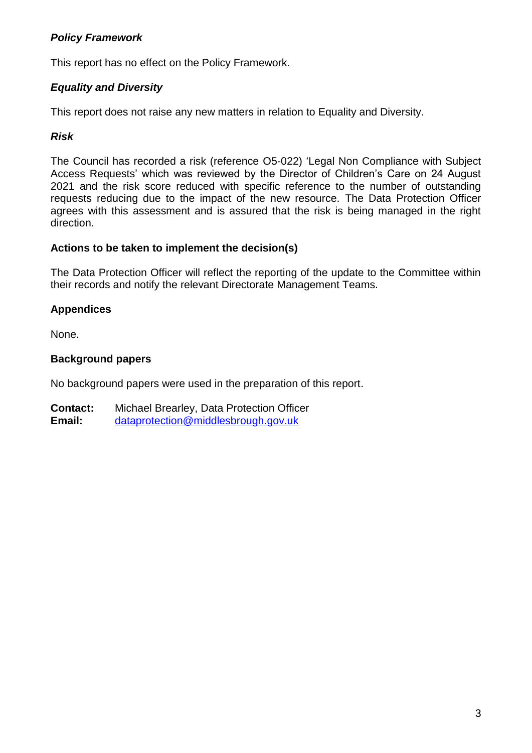***Policy Framework***

This report has no effect on the Policy Framework.

***Equality and Diversity***

This report does not raise any new matters in relation to Equality and Diversity.

***Risk***

The Council has recorded a risk (reference O5-022) 'Legal Non Compliance with Subject Access Requests' which was reviewed by the Director of Children's Care on 24 August 2021 and the risk score reduced with specific reference to the number of outstanding requests reducing due to the impact of the new resource. The Data Protection Officer agrees with this assessment and is assured that the risk is being managed in the right direction.

**Actions to be taken to implement the decision(s)**

The Data Protection Officer will reflect the reporting of the update to the Committee within their records and notify the relevant Directorate Management Teams.

**Appendices**

None.

**Background papers**

No background papers were used in the preparation of this report.

**Contact:** Michael Brearley, Data Protection Officer
**Email:** dataprotection@middlesbrough.gov.uk